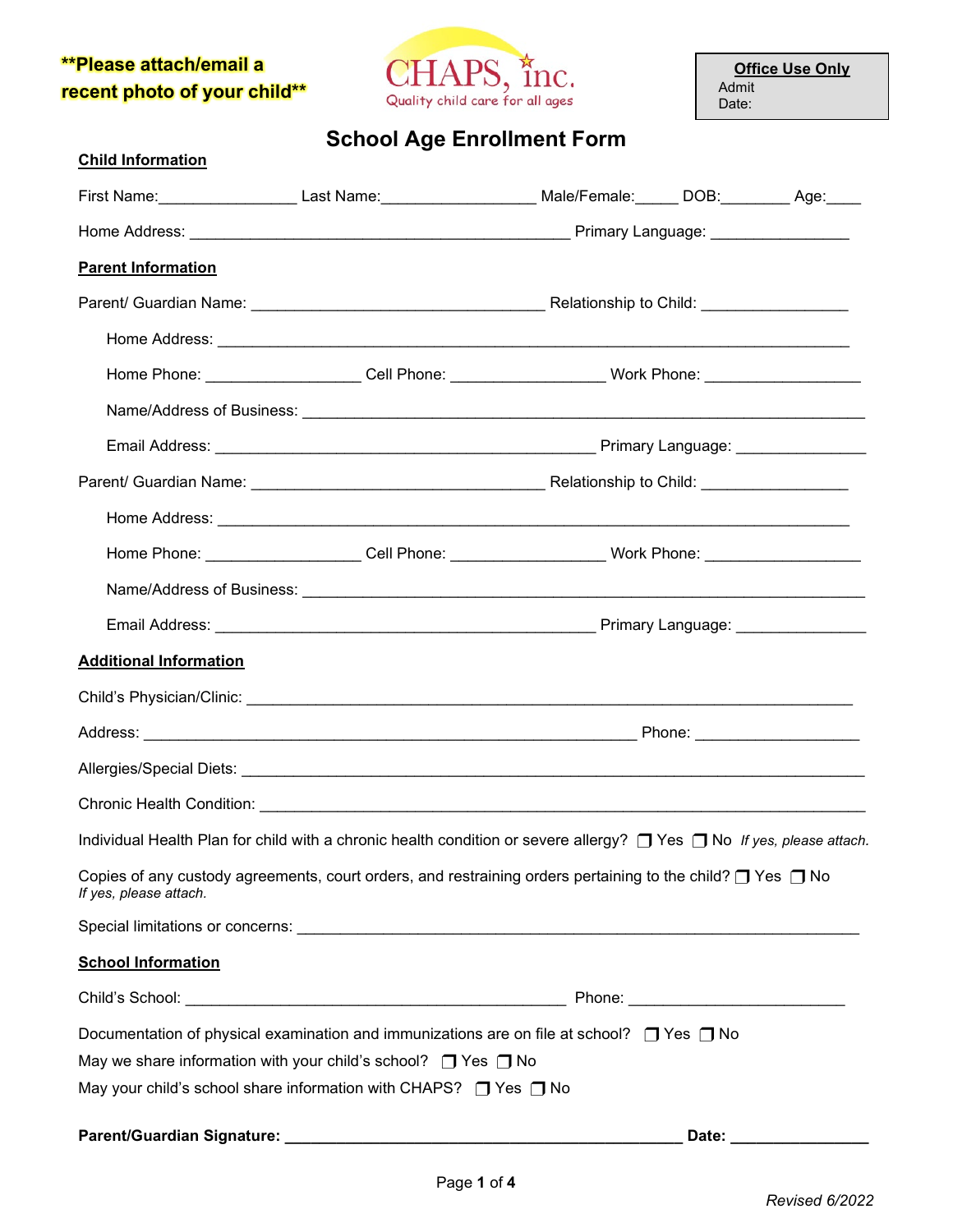**Please attach/email a recent photo of your child**

CHAPS, inc.
Quality child care for all ages

| **Office Use Only** |
|---|
| Admit |
| Date: |

# School Age Enrollment Form

**Child Information**

First Name:________________ Last Name:__________________ Male/Female:_____ DOB:________ Age:____

Home Address: ______________________________________________ Primary Language: ________________

**Parent Information**

Parent/ Guardian Name: __________________________________ Relationship to Child: _________________

Home Address: ____________________________________________________________________________

Home Phone: __________________ Cell Phone: __________________ Work Phone: __________________

Name/Address of Business: ______________________________________________________________

Email Address: ______________________________________________ Primary Language: _______________

Parent/ Guardian Name: __________________________________ Relationship to Child: _________________

Home Address: ____________________________________________________________________________

Home Phone: __________________ Cell Phone: __________________ Work Phone: __________________

Name/Address of Business: ______________________________________________________________

Email Address: ______________________________________________ Primary Language: _______________

**Additional Information**

Child's Physician/Clinic: __________________________________________________________________

Address: __________________________________________________________ Phone: ___________________

Allergies/Special Diets: ____________________________________________________________________

Chronic Health Condition: __________________________________________________________________

Individual Health Plan for child with a chronic health condition or severe allergy? ❒ Yes ❒ No *If yes, please attach.*

Copies of any custody agreements, court orders, and restraining orders pertaining to the child? ❒ Yes ❒ No
*If yes, please attach.*

Special limitations or concerns: _____________________________________________________________

**School Information**

Child's School: ______________________________________________ Phone: _________________________

Documentation of physical examination and immunizations are on file at school? ❒ Yes ❒ No

May we share information with your child's school? ❒ Yes ❒ No

May your child's school share information with CHAPS? ❒ Yes ❒ No

**Parent/Guardian Signature: ________________________________________________ Date: ________________**

*Revised 6/2022*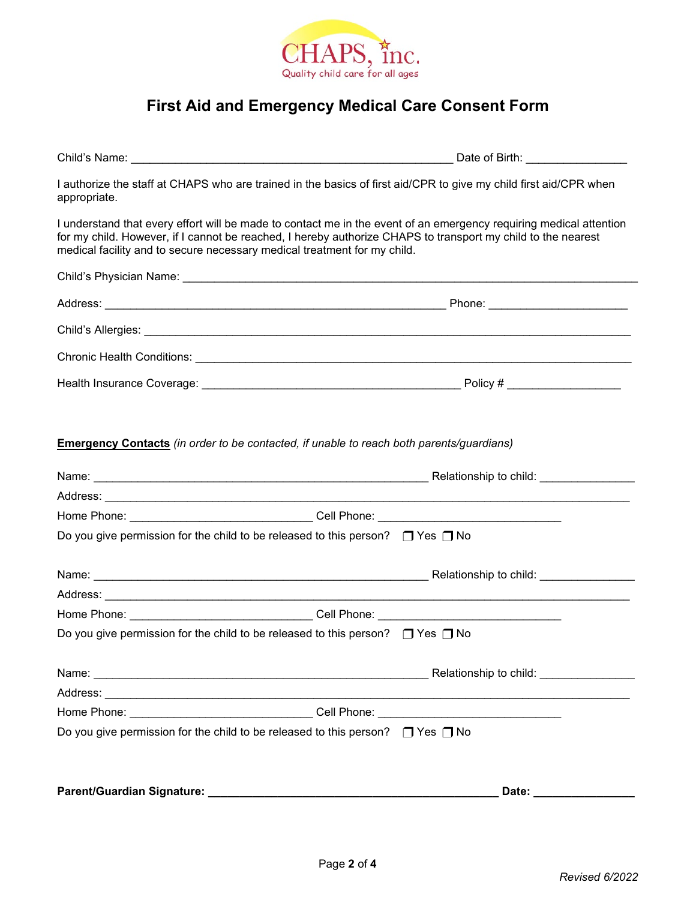CHAPS, inc.

Quality child care for all ages

# First Aid and Emergency Medical Care Consent Form

Child's Name: ____________________________________________________ Date of Birth: ________________

I authorize the staff at CHAPS who are trained in the basics of first aid/CPR to give my child first aid/CPR when appropriate.

I understand that every effort will be made to contact me in the event of an emergency requiring medical attention for my child. However, if I cannot be reached, I hereby authorize CHAPS to transport my child to the nearest medical facility and to secure necessary medical treatment for my child.

Child's Physician Name: __________________________________________________________________________

Address: _______________________________________________________ Phone: ______________________

Child's Allergies: _______________________________________________________________________________

Chronic Health Conditions: _______________________________________________________________________

Health Insurance Coverage: __________________________________________ Policy # __________________

**Emergency Contacts** *(in order to be contacted, if unable to reach both parents/guardians)*

Name: ______________________________________________________ Relationship to child: _______________

Address: ______________________________________________________________________________________

Home Phone: _____________________________ Cell Phone: _____________________________

Do you give permission for the child to be released to this person? ☐ Yes ☐ No

Name: ______________________________________________________ Relationship to child: _______________

Address: ______________________________________________________________________________________

Home Phone: _____________________________ Cell Phone: _____________________________

Do you give permission for the child to be released to this person? ☐ Yes ☐ No

Name: ______________________________________________________ Relationship to child: _______________

Address: ______________________________________________________________________________________

Home Phone: _____________________________ Cell Phone: _____________________________

Do you give permission for the child to be released to this person? ☐ Yes ☐ No

**Parent/Guardian Signature: ______________________________________________ Date: ________________**

*Revised 6/2022*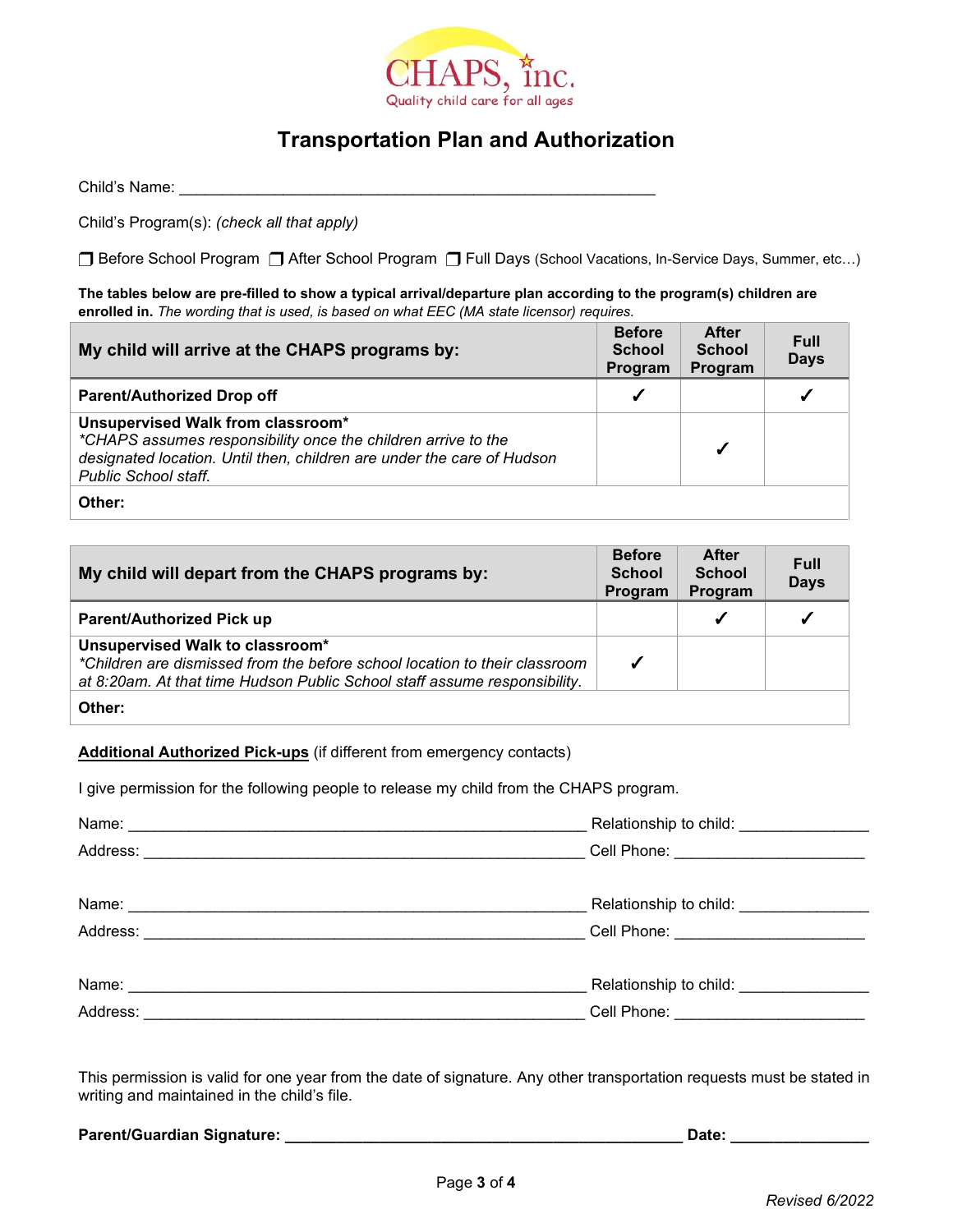CHAPS, inc.

Quality child care for all ages

# Transportation Plan and Authorization

Child's Name: ___________________________________________________________

Child's Program(s): *(check all that apply)*

❒ Before School Program ❒ After School Program ❒ Full Days (School Vacations, In-Service Days, Summer, etc…)

**The tables below are pre-filled to show a typical arrival/departure plan according to the program(s) children are enrolled in.** *The wording that is used, is based on what EEC (MA state licensor) requires.*

| My child will arrive at the CHAPS programs by: | Before School Program | After School Program | Full Days |
|---|---|---|---|
| **Parent/Authorized Drop off** | ✓ | | ✓ |
| **Unsupervised Walk from classroom***<br>*\*CHAPS assumes responsibility once the children arrive to the designated location. Until then, children are under the care of Hudson Public School staff.* | | ✓ | |
| **Other:** | | | |

| My child will depart from the CHAPS programs by: | Before School Program | After School Program | Full Days |
|---|---|---|---|
| **Parent/Authorized Pick up** | | ✓ | ✓ |
| **Unsupervised Walk to classroom***<br>*\*Children are dismissed from the before school location to their classroom at 8:20am. At that time Hudson Public School staff assume responsibility.* | ✓ | | |
| **Other:** | | | |

**Additional Authorized Pick-ups** (if different from emergency contacts)

I give permission for the following people to release my child from the CHAPS program.

Name: ______________________________________________ Relationship to child: ______________

Address: ____________________________________________ Cell Phone: ____________________

Name: ______________________________________________ Relationship to child: ______________

Address: ____________________________________________ Cell Phone: ____________________

Name: ______________________________________________ Relationship to child: ______________

Address: ____________________________________________ Cell Phone: ____________________

This permission is valid for one year from the date of signature. Any other transportation requests must be stated in writing and maintained in the child's file.

**Parent/Guardian Signature: ________________________________________ Date: ______________**

*Revised 6/2022*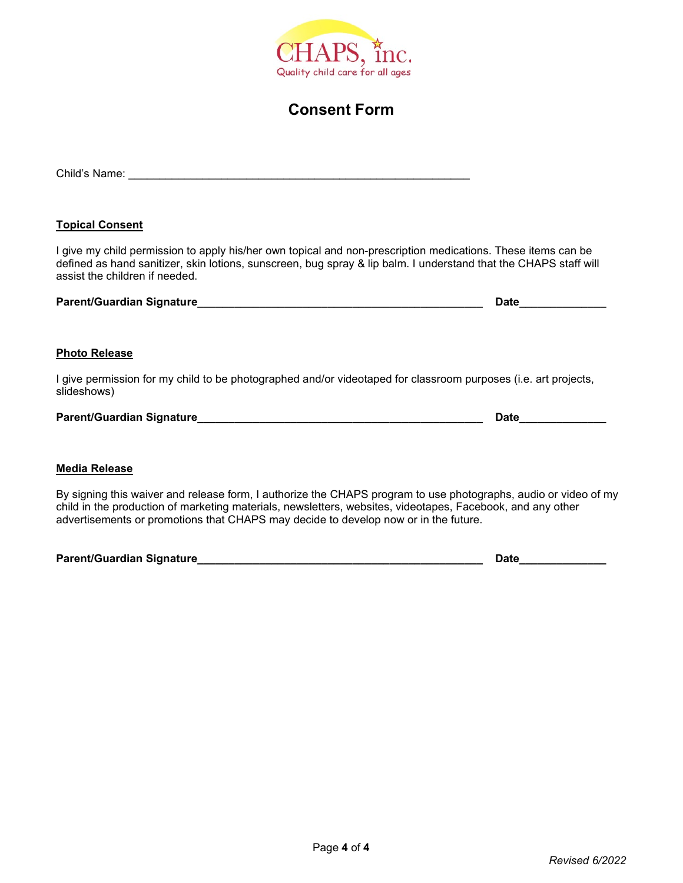CHAPS, inc.

Quality child care for all ages

# Consent Form

Child's Name: _______________________________________________________

## Topical Consent

I give my child permission to apply his/her own topical and non-prescription medications. These items can be defined as hand sanitizer, skin lotions, sunscreen, bug spray & lip balm. I understand that the CHAPS staff will assist the children if needed.

**Parent/Guardian Signature**_______________________________________________ **Date**_____________

## Photo Release

I give permission for my child to be photographed and/or videotaped for classroom purposes (i.e. art projects, slideshows)

**Parent/Guardian Signature**_______________________________________________ **Date**_____________

## Media Release

By signing this waiver and release form, I authorize the CHAPS program to use photographs, audio or video of my child in the production of marketing materials, newsletters, websites, videotapes, Facebook, and any other advertisements or promotions that CHAPS may decide to develop now or in the future.

**Parent/Guardian Signature**_______________________________________________ **Date**_____________

*Revised 6/2022*